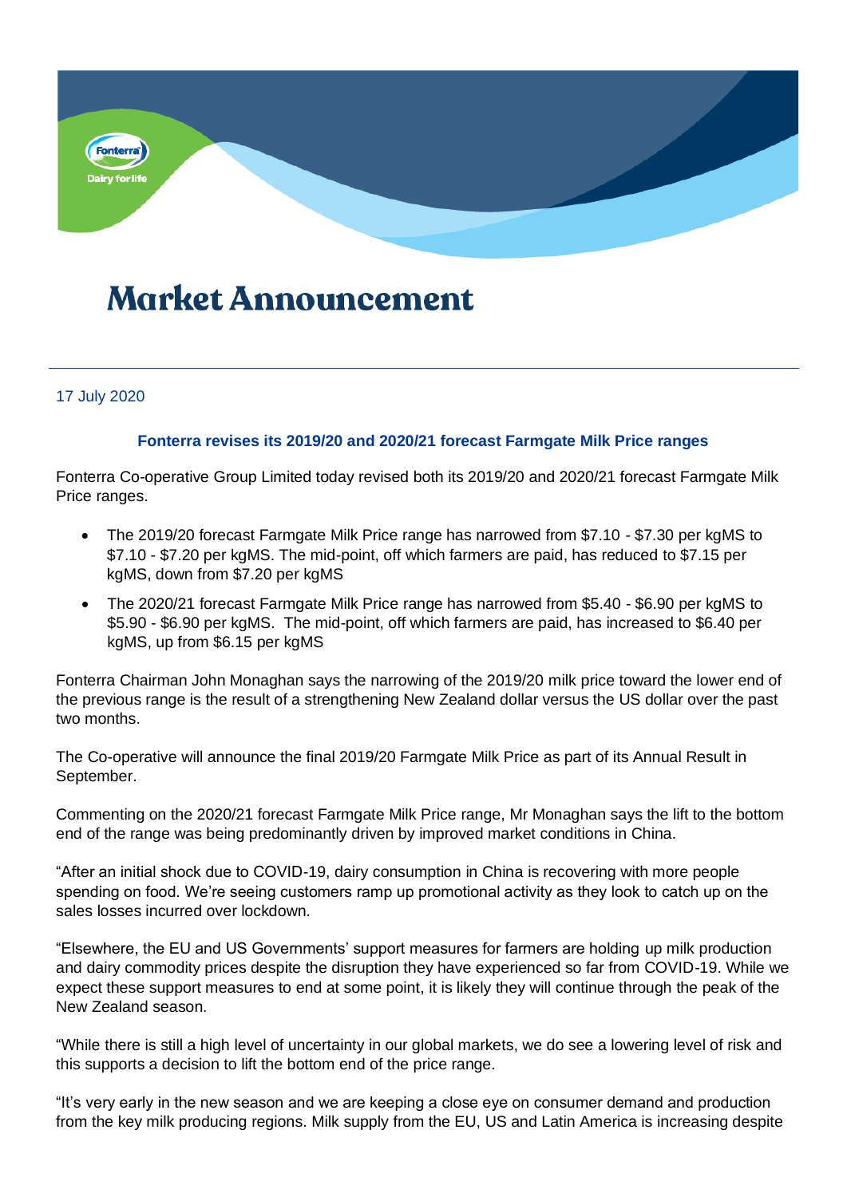# Market Announcement

17 July 2020

**Fonterra revises its 2019/20 and 2020/21 forecast Farmgate Milk Price ranges**

Fonterra Co-operative Group Limited today revised both its 2019/20 and 2020/21 forecast Farmgate Milk Price ranges.

- The 2019/20 forecast Farmgate Milk Price range has narrowed from $7.10 - $7.30 per kgMS to $7.10 - $7.20 per kgMS. The mid-point, off which farmers are paid, has reduced to $7.15 per kgMS, down from $7.20 per kgMS
- The 2020/21 forecast Farmgate Milk Price range has narrowed from $5.40 - $6.90 per kgMS to $5.90 - $6.90 per kgMS. The mid-point, off which farmers are paid, has increased to $6.40 per kgMS, up from $6.15 per kgMS

Fonterra Chairman John Monaghan says the narrowing of the 2019/20 milk price toward the lower end of the previous range is the result of a strengthening New Zealand dollar versus the US dollar over the past two months.

The Co-operative will announce the final 2019/20 Farmgate Milk Price as part of its Annual Result in September.

Commenting on the 2020/21 forecast Farmgate Milk Price range, Mr Monaghan says the lift to the bottom end of the range was being predominantly driven by improved market conditions in China.

"After an initial shock due to COVID-19, dairy consumption in China is recovering with more people spending on food. We're seeing customers ramp up promotional activity as they look to catch up on the sales losses incurred over lockdown.

"Elsewhere, the EU and US Governments' support measures for farmers are holding up milk production and dairy commodity prices despite the disruption they have experienced so far from COVID-19. While we expect these support measures to end at some point, it is likely they will continue through the peak of the New Zealand season.

"While there is still a high level of uncertainty in our global markets, we do see a lowering level of risk and this supports a decision to lift the bottom end of the price range.

"It's very early in the new season and we are keeping a close eye on consumer demand and production from the key milk producing regions. Milk supply from the EU, US and Latin America is increasing despite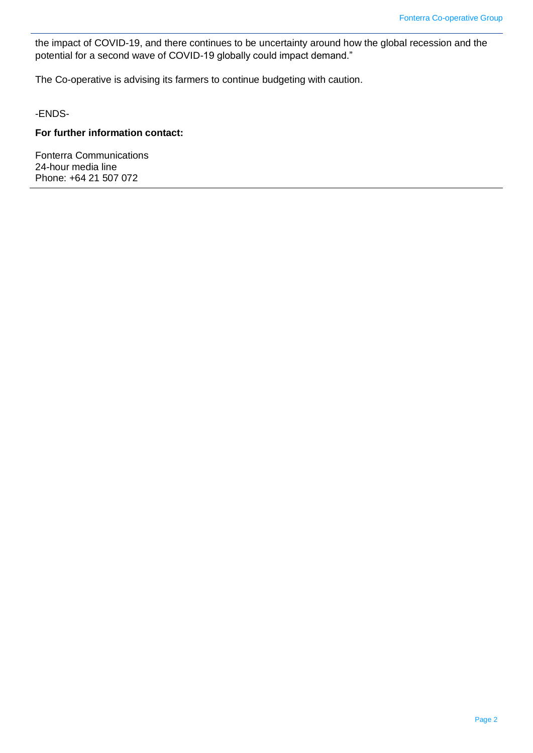the impact of COVID-19, and there continues to be uncertainty around how the global recession and the potential for a second wave of COVID-19 globally could impact demand."

The Co-operative is advising its farmers to continue budgeting with caution.

-ENDS-

**For further information contact:**

Fonterra Communications
24-hour media line
Phone: +64 21 507 072